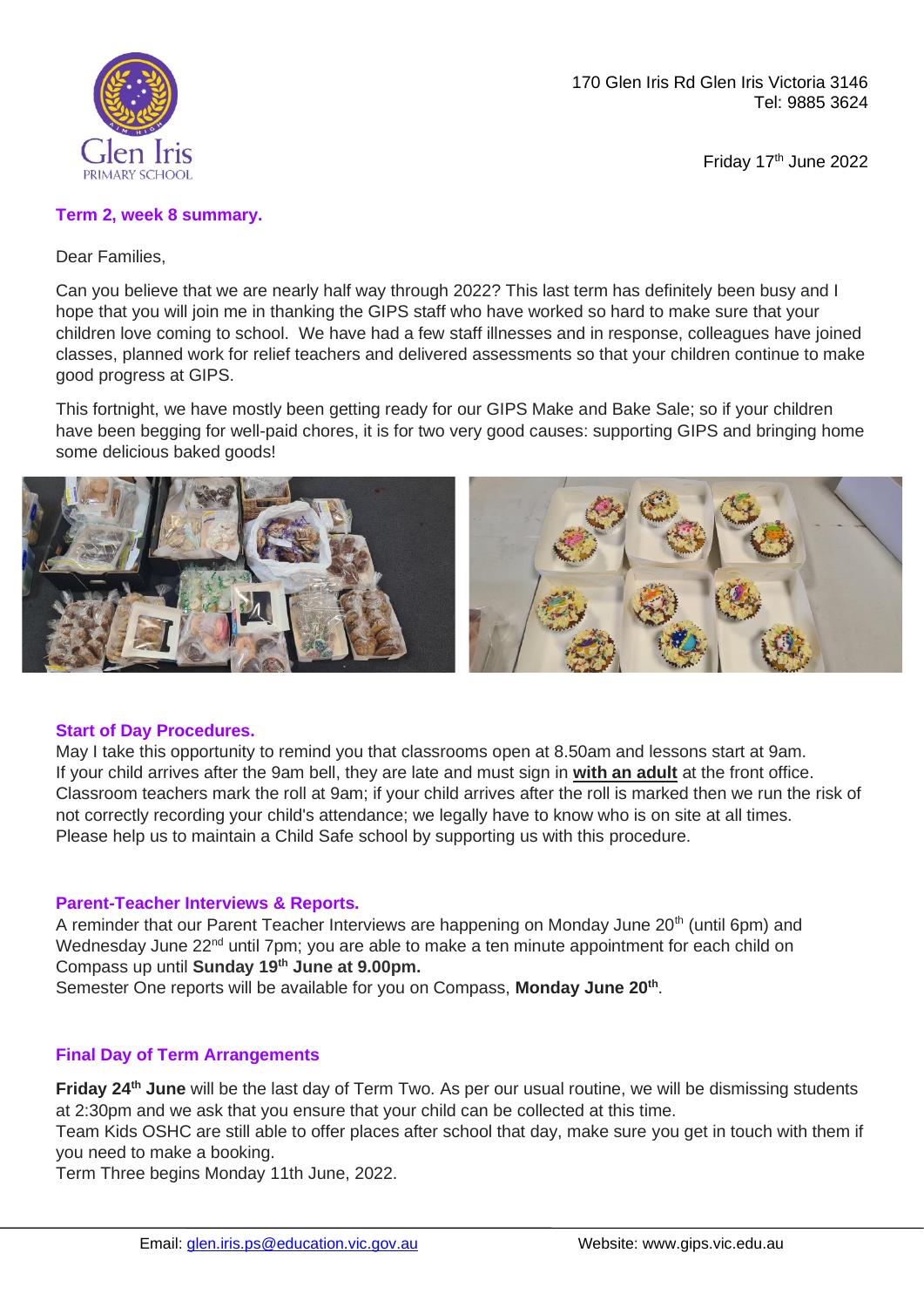Glen Iris PRIMARY SCHOOL

170 Glen Iris Rd Glen Iris Victoria 3146
Tel: 9885 3624

Friday 17th June 2022

## Term 2, week 8 summary.

Dear Families,

Can you believe that we are nearly half way through 2022? This last term has definitely been busy and I hope that you will join me in thanking the GIPS staff who have worked so hard to make sure that your children love coming to school. We have had a few staff illnesses and in response, colleagues have joined classes, planned work for relief teachers and delivered assessments so that your children continue to make good progress at GIPS.

This fortnight, we have mostly been getting ready for our GIPS Make and Bake Sale; so if your children have been begging for well-paid chores, it is for two very good causes: supporting GIPS and bringing home some delicious baked goods!

## Start of Day Procedures.

May I take this opportunity to remind you that classrooms open at 8.50am and lessons start at 9am. If your child arrives after the 9am bell, they are late and must sign in **with an adult** at the front office. Classroom teachers mark the roll at 9am; if your child arrives after the roll is marked then we run the risk of not correctly recording your child's attendance; we legally have to know who is on site at all times. Please help us to maintain a Child Safe school by supporting us with this procedure.

## Parent-Teacher Interviews & Reports.

A reminder that our Parent Teacher Interviews are happening on Monday June 20th (until 6pm) and Wednesday June 22nd until 7pm; you are able to make a ten minute appointment for each child on Compass up until **Sunday 19th June at 9.00pm.**
Semester One reports will be available for you on Compass, **Monday June 20th**.

## Final Day of Term Arrangements

**Friday 24th June** will be the last day of Term Two. As per our usual routine, we will be dismissing students at 2:30pm and we ask that you ensure that your child can be collected at this time.
Team Kids OSHC are still able to offer places after school that day, make sure you get in touch with them if you need to make a booking.
Term Three begins Monday 11th June, 2022.

Email: glen.iris.ps@education.vic.gov.au Website: www.gips.vic.edu.au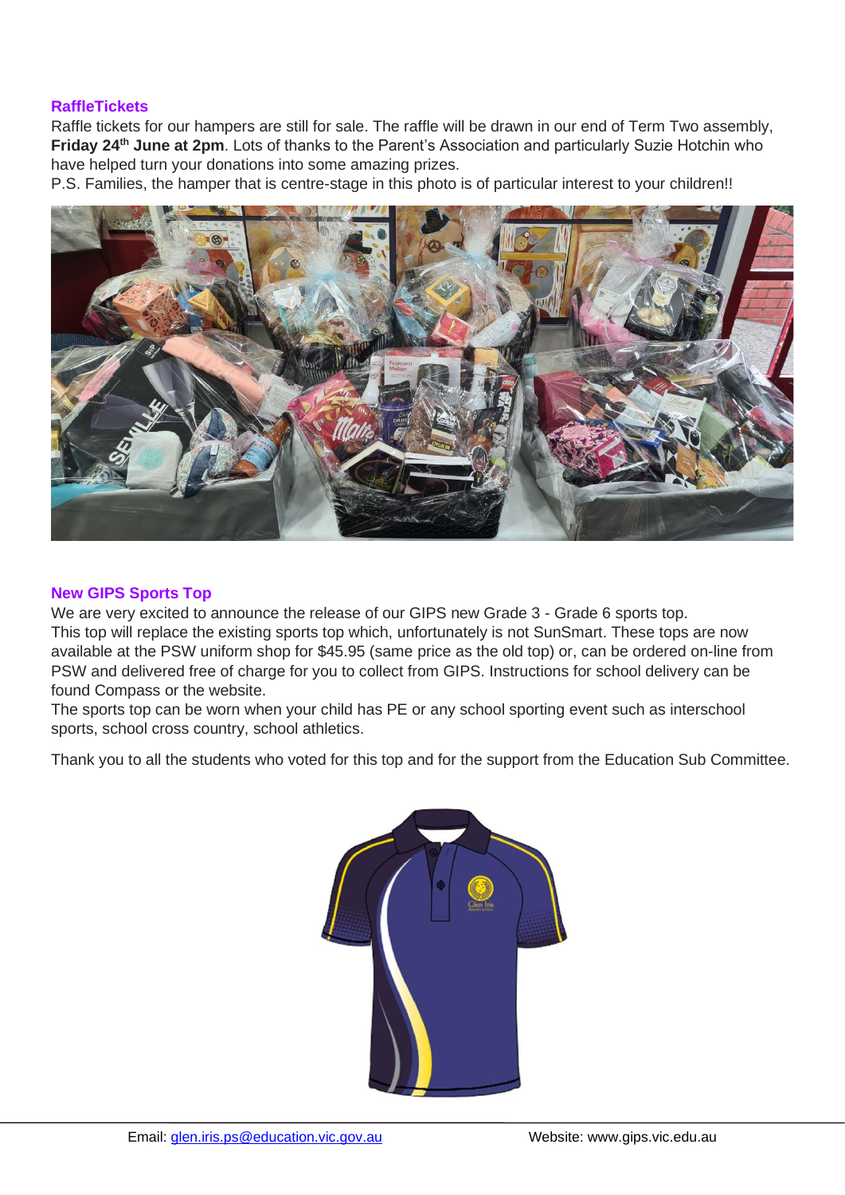## RaffleTickets

Raffle tickets for our hampers are still for sale. The raffle will be drawn in our end of Term Two assembly, **Friday 24th June at 2pm**. Lots of thanks to the Parent's Association and particularly Suzie Hotchin who have helped turn your donations into some amazing prizes.

P.S. Families, the hamper that is centre-stage in this photo is of particular interest to your children!!

## New GIPS Sports Top

We are very excited to announce the release of our GIPS new Grade 3 - Grade 6 sports top.

This top will replace the existing sports top which, unfortunately is not SunSmart. These tops are now available at the PSW uniform shop for $45.95 (same price as the old top) or, can be ordered on-line from PSW and delivered free of charge for you to collect from GIPS. Instructions for school delivery can be found Compass or the website.

The sports top can be worn when your child has PE or any school sporting event such as interschool sports, school cross country, school athletics.

Thank you to all the students who voted for this top and for the support from the Education Sub Committee.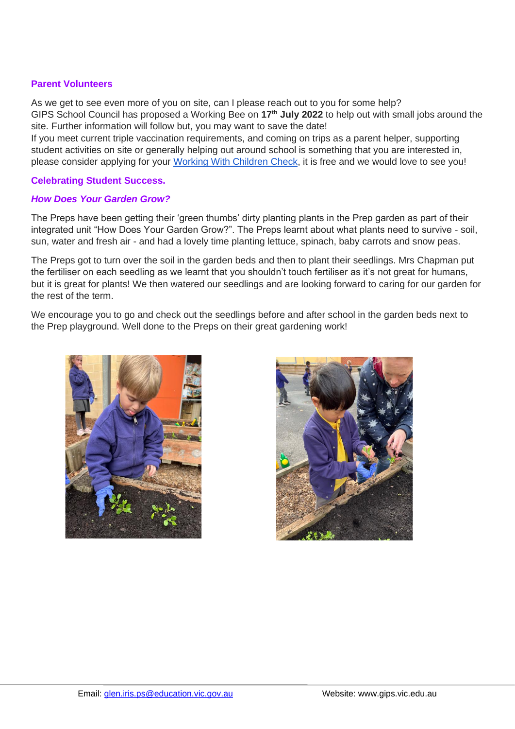## Parent Volunteers

As we get to see even more of you on site, can I please reach out to you for some help?
GIPS School Council has proposed a Working Bee on **17th July 2022** to help out with small jobs around the site. Further information will follow but, you may want to save the date!
If you meet current triple vaccination requirements, and coming on trips as a parent helper, supporting student activities on site or generally helping out around school is something that you are interested in, please consider applying for your [Working With Children Check](), it is free and we would love to see you!

## Celebrating Student Success.

### *How Does Your Garden Grow?*

The Preps have been getting their 'green thumbs' dirty planting plants in the Prep garden as part of their integrated unit "How Does Your Garden Grow?". The Preps learnt about what plants need to survive - soil, sun, water and fresh air - and had a lovely time planting lettuce, spinach, baby carrots and snow peas.

The Preps got to turn over the soil in the garden beds and then to plant their seedlings. Mrs Chapman put the fertiliser on each seedling as we learnt that you shouldn't touch fertiliser as it's not great for humans, but it is great for plants! We then watered our seedlings and are looking forward to caring for our garden for the rest of the term.

We encourage you to go and check out the seedlings before and after school in the garden beds next to the Prep playground. Well done to the Preps on their great gardening work!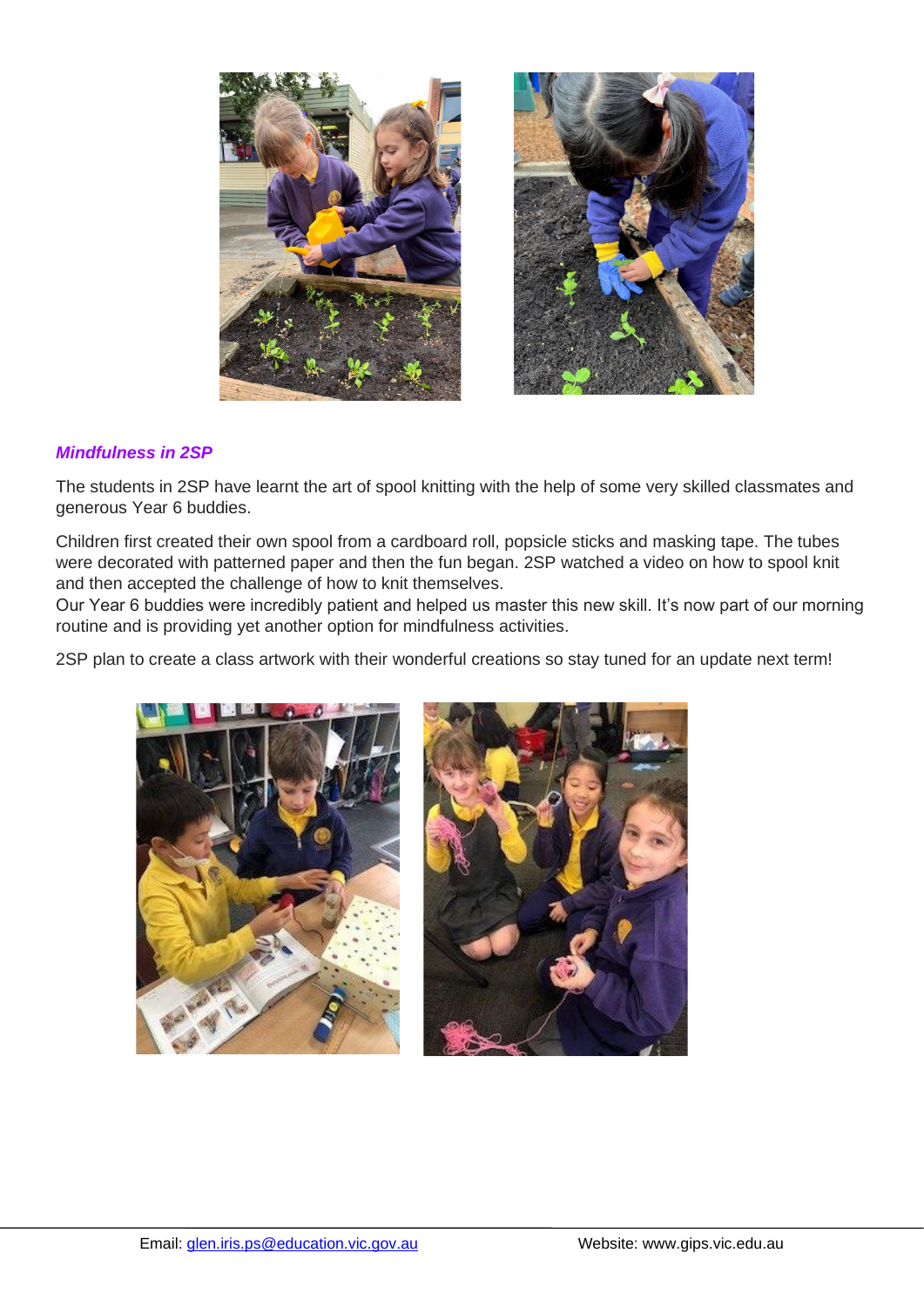### *Mindfulness in 2SP*

The students in 2SP have learnt the art of spool knitting with the help of some very skilled classmates and generous Year 6 buddies.

Children first created their own spool from a cardboard roll, popsicle sticks and masking tape. The tubes were decorated with patterned paper and then the fun began. 2SP watched a video on how to spool knit and then accepted the challenge of how to knit themselves.
Our Year 6 buddies were incredibly patient and helped us master this new skill. It's now part of our morning routine and is providing yet another option for mindfulness activities.

2SP plan to create a class artwork with their wonderful creations so stay tuned for an update next term!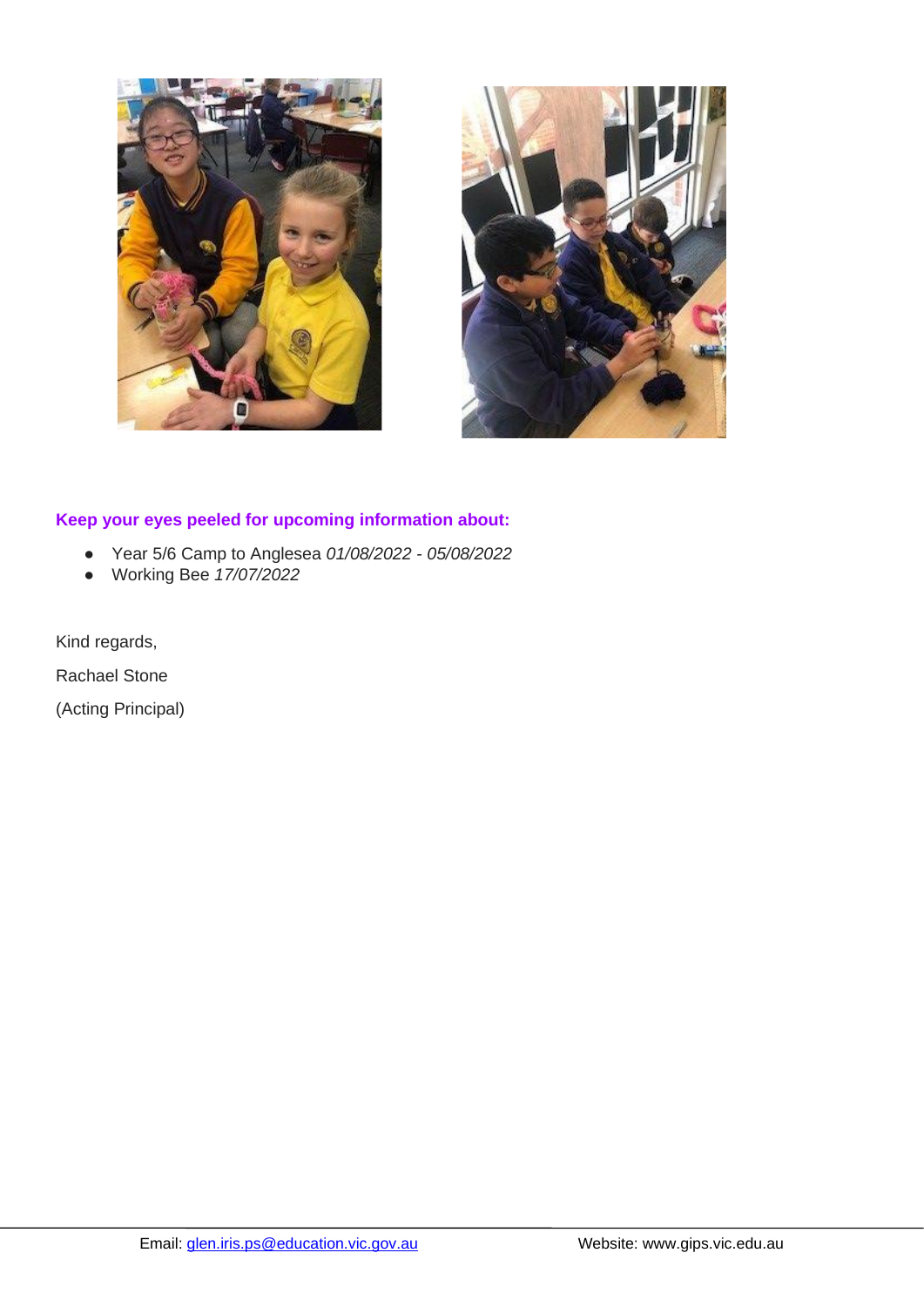**Keep your eyes peeled for upcoming information about:**

- Year 5/6 Camp to Anglesea *01/08/2022 - 05/08/2022*
- Working Bee *17/07/2022*

Kind regards,

Rachael Stone

(Acting Principal)

Email: glen.iris.ps@education.vic.gov.au Website: www.gips.vic.edu.au